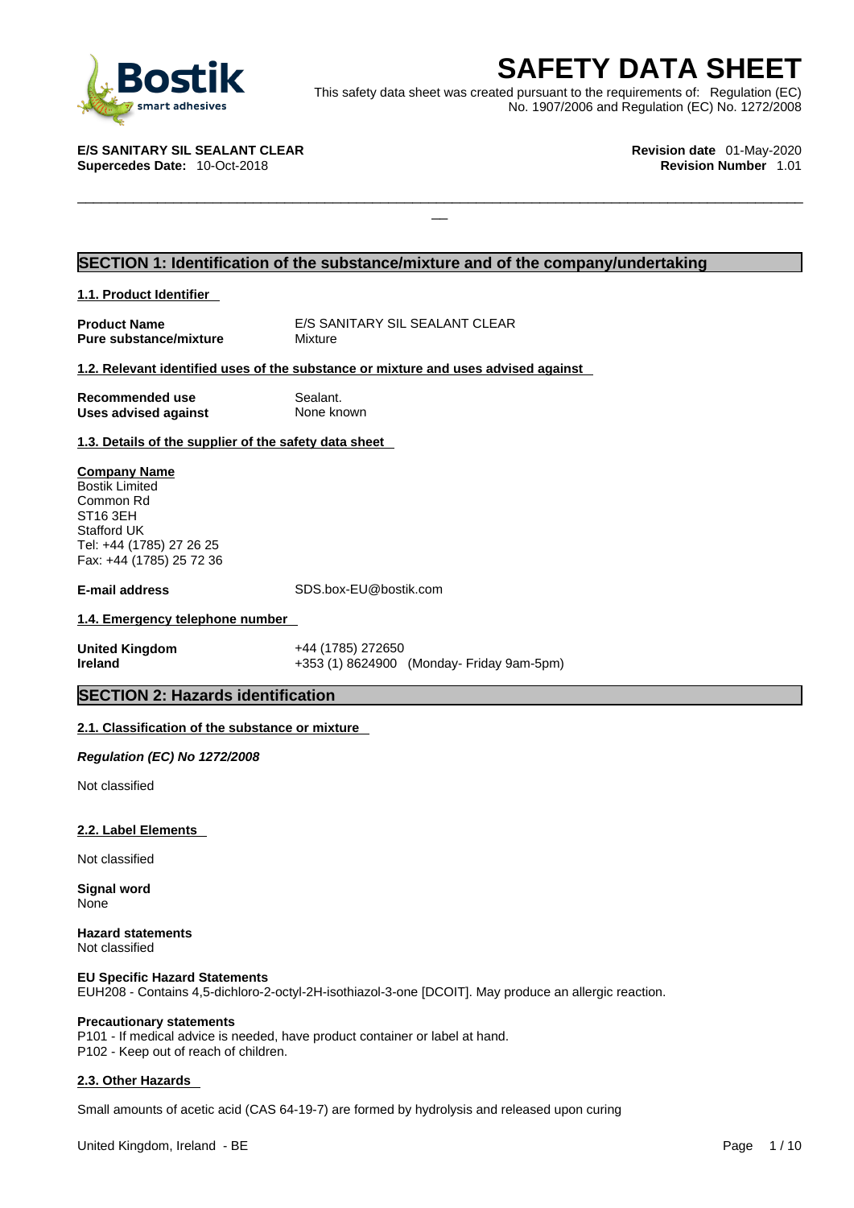# SAFETY DATA SHEET

This safety data sheet was created pursuant to the requirements of: Regulation (EC) No. 1907/2006 and Regulation (EC) No. 1272/2008

**E/S SANITARY SIL SEALANT CLEAR**
**Supercedes Date:** 10-Oct-2018

**Revision date** 01-May-2020
**Revision Number** 1.01

## SECTION 1: Identification of the substance/mixture and of the company/undertaking

### 1.1. Product Identifier

| | |
|---|---|
| **Product Name** | E/S SANITARY SIL SEALANT CLEAR |
| **Pure substance/mixture** | Mixture |

### 1.2. Relevant identified uses of the substance or mixture and uses advised against

| | |
|---|---|
| **Recommended use** | Sealant. |
| **Uses advised against** | None known |

### 1.3. Details of the supplier of the safety data sheet

**Company Name**
Bostik Limited
Common Rd
ST16 3EH
Stafford UK
Tel: +44 (1785) 27 26 25
Fax: +44 (1785) 25 72 36

**E-mail address** SDS.box-EU@bostik.com

### 1.4. Emergency telephone number

| | |
|---|---|
| **United Kingdom** | +44 (1785) 272650 |
| **Ireland** | +353 (1) 8624900 (Monday- Friday 9am-5pm) |

## SECTION 2: Hazards identification

### 2.1. Classification of the substance or mixture

***Regulation (EC) No 1272/2008***

Not classified

### 2.2. Label Elements

Not classified

**Signal word**
None

**Hazard statements**
Not classified

**EU Specific Hazard Statements**
EUH208 - Contains 4,5-dichloro-2-octyl-2H-isothiazol-3-one [DCOIT]. May produce an allergic reaction.

**Precautionary statements**
P101 - If medical advice is needed, have product container or label at hand.
P102 - Keep out of reach of children.

### 2.3. Other Hazards

Small amounts of acetic acid (CAS 64-19-7) are formed by hydrolysis and released upon curing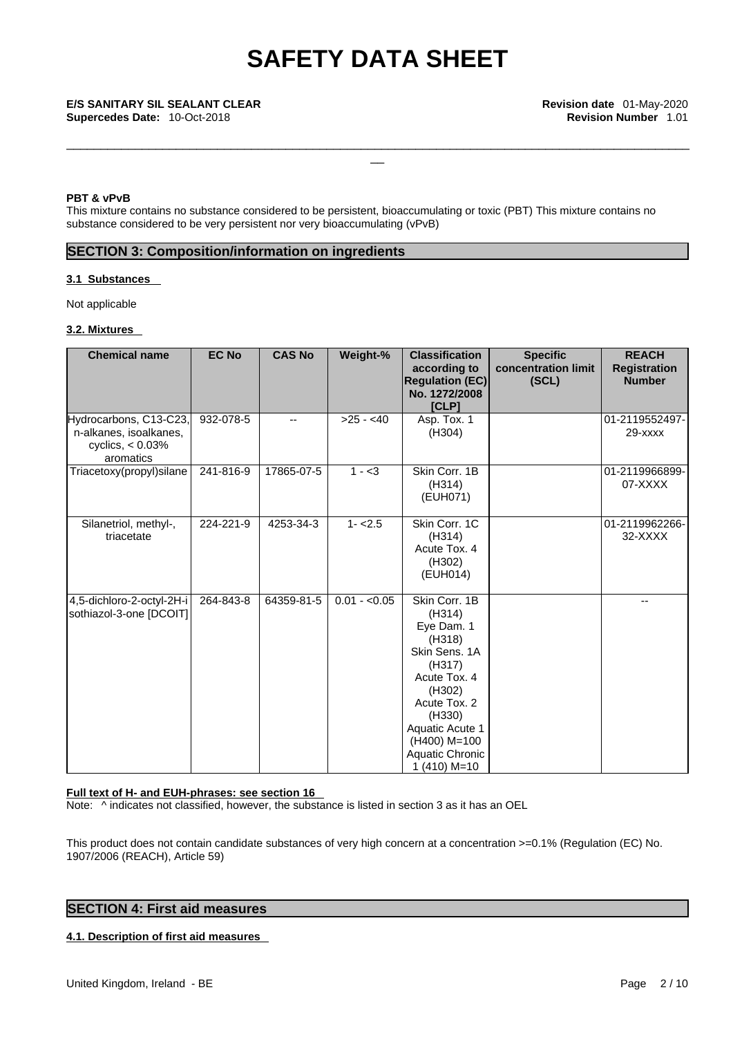**PBT & vPvB**

This mixture contains no substance considered to be persistent, bioaccumulating or toxic (PBT) This mixture contains no substance considered to be very persistent nor very bioaccumulating (vPvB)

## SECTION 3: Composition/information on ingredients

### 3.1 Substances

Not applicable

### 3.2. Mixtures

| Chemical name | EC No | CAS No | Weight-% | Classification according to Regulation (EC) No. 1272/2008 [CLP] | Specific concentration limit (SCL) | REACH Registration Number |
|---|---|---|---|---|---|---|
| Hydrocarbons, C13-C23, n-alkanes, isoalkanes, cyclics, < 0.03% aromatics | 932-078-5 | -- | >25 - <40 | Asp. Tox. 1 (H304) | | 01-2119552497-29-xxxx |
| Triacetoxy(propyl)silane | 241-816-9 | 17865-07-5 | 1 - <3 | Skin Corr. 1B (H314) (EUH071) | | 01-2119966899-07-XXXX |
| Silanetriol, methyl-, triacetate | 224-221-9 | 4253-34-3 | 1- <2.5 | Skin Corr. 1C (H314) Acute Tox. 4 (H302) (EUH014) | | 01-2119962266-32-XXXX |
| 4,5-dichloro-2-octyl-2H-isothiazol-3-one [DCOIT] | 264-843-8 | 64359-81-5 | 0.01 - <0.05 | Skin Corr. 1B (H314) Eye Dam. 1 (H318) Skin Sens. 1A (H317) Acute Tox. 4 (H302) Acute Tox. 2 (H330) Aquatic Acute 1 (H400) M=100 Aquatic Chronic 1 (410) M=10 | | -- |

**Full text of H- and EUH-phrases: see section 16**

Note: ^ indicates not classified, however, the substance is listed in section 3 as it has an OEL

This product does not contain candidate substances of very high concern at a concentration >=0.1% (Regulation (EC) No. 1907/2006 (REACH), Article 59)

## SECTION 4: First aid measures

### 4.1. Description of first aid measures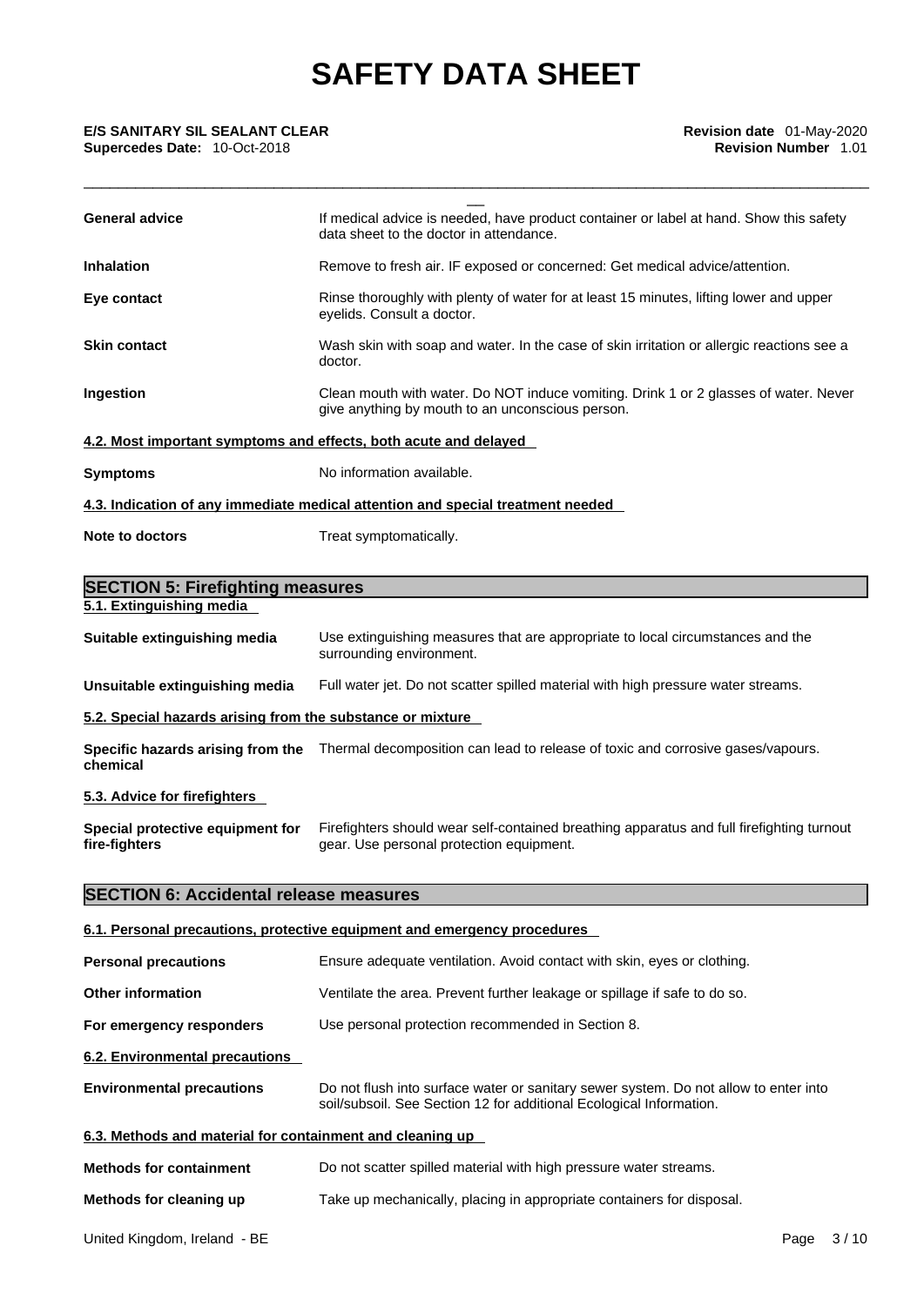| | |
|---|---|
| **General advice** | If medical advice is needed, have product container or label at hand. Show this safety data sheet to the doctor in attendance. |
| **Inhalation** | Remove to fresh air. IF exposed or concerned: Get medical advice/attention. |
| **Eye contact** | Rinse thoroughly with plenty of water for at least 15 minutes, lifting lower and upper eyelids. Consult a doctor. |
| **Skin contact** | Wash skin with soap and water. In the case of skin irritation or allergic reactions see a doctor. |
| **Ingestion** | Clean mouth with water. Do NOT induce vomiting. Drink 1 or 2 glasses of water. Never give anything by mouth to an unconscious person. |

### 4.2. Most important symptoms and effects, both acute and delayed

| | |
|---|---|
| **Symptoms** | No information available. |

### 4.3. Indication of any immediate medical attention and special treatment needed

| | |
|---|---|
| **Note to doctors** | Treat symptomatically. |

## SECTION 5: Firefighting measures

### 5.1. Extinguishing media

| | |
|---|---|
| **Suitable extinguishing media** | Use extinguishing measures that are appropriate to local circumstances and the surrounding environment. |
| **Unsuitable extinguishing media** | Full water jet. Do not scatter spilled material with high pressure water streams. |

### 5.2. Special hazards arising from the substance or mixture

| | |
|---|---|
| **Specific hazards arising from the chemical** | Thermal decomposition can lead to release of toxic and corrosive gases/vapours. |

### 5.3. Advice for firefighters

| | |
|---|---|
| **Special protective equipment for fire-fighters** | Firefighters should wear self-contained breathing apparatus and full firefighting turnout gear. Use personal protection equipment. |

## SECTION 6: Accidental release measures

### 6.1. Personal precautions, protective equipment and emergency procedures

| | |
|---|---|
| **Personal precautions** | Ensure adequate ventilation. Avoid contact with skin, eyes or clothing. |
| **Other information** | Ventilate the area. Prevent further leakage or spillage if safe to do so. |
| **For emergency responders** | Use personal protection recommended in Section 8. |

### 6.2. Environmental precautions

| | |
|---|---|
| **Environmental precautions** | Do not flush into surface water or sanitary sewer system. Do not allow to enter into soil/subsoil. See Section 12 for additional Ecological Information. |

### 6.3. Methods and material for containment and cleaning up

| | |
|---|---|
| **Methods for containment** | Do not scatter spilled material with high pressure water streams. |
| **Methods for cleaning up** | Take up mechanically, placing in appropriate containers for disposal. |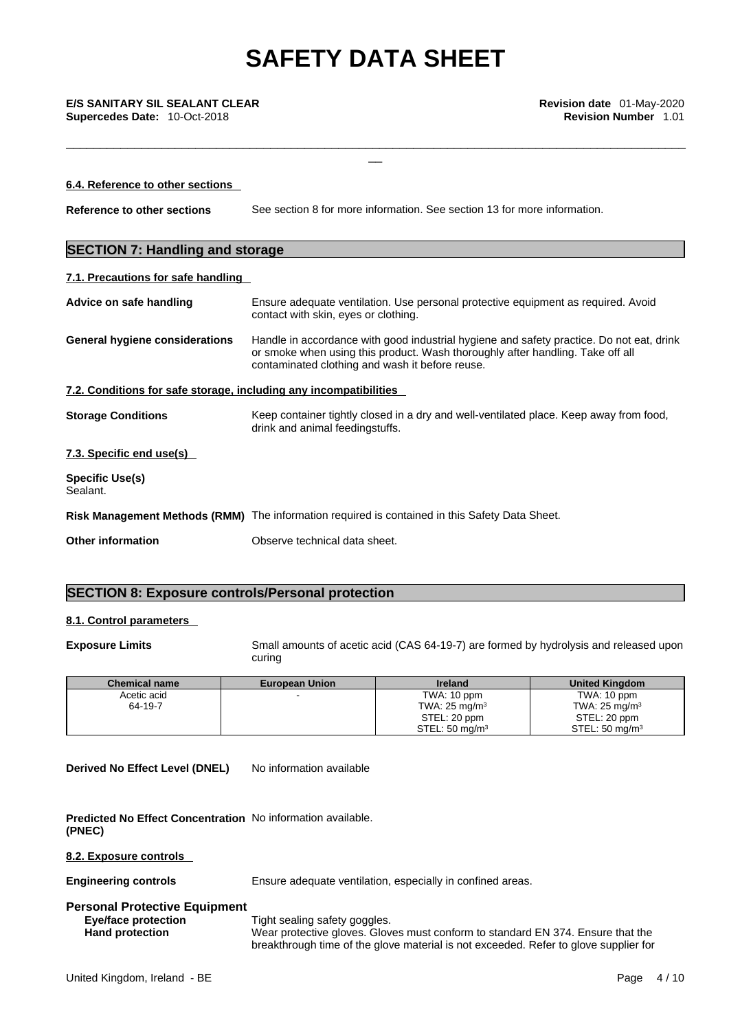#### 6.4. Reference to other sections

**Reference to other sections** See section 8 for more information. See section 13 for more information.

## SECTION 7: Handling and storage

#### 7.1. Precautions for safe handling

**Advice on safe handling** Ensure adequate ventilation. Use personal protective equipment as required. Avoid contact with skin, eyes or clothing.

**General hygiene considerations** Handle in accordance with good industrial hygiene and safety practice. Do not eat, drink or smoke when using this product. Wash thoroughly after handling. Take off all contaminated clothing and wash it before reuse.

#### 7.2. Conditions for safe storage, including any incompatibilities

**Storage Conditions** Keep container tightly closed in a dry and well-ventilated place. Keep away from food, drink and animal feedingstuffs.

#### 7.3. Specific end use(s)

**Specific Use(s)**
Sealant.

**Risk Management Methods (RMM)** The information required is contained in this Safety Data Sheet.

**Other information** Observe technical data sheet.

## SECTION 8: Exposure controls/Personal protection

#### 8.1. Control parameters

**Exposure Limits** Small amounts of acetic acid (CAS 64-19-7) are formed by hydrolysis and released upon curing

| Chemical name | European Union | Ireland | United Kingdom |
|---|---|---|---|
| Acetic acid<br>64-19-7 | - | TWA: 10 ppm<br>TWA: 25 mg/m$^3$<br>STEL: 20 ppm<br>STEL: 50 mg/m$^3$ | TWA: 10 ppm<br>TWA: 25 mg/m$^3$<br>STEL: 20 ppm<br>STEL: 50 mg/m$^3$ |

**Derived No Effect Level (DNEL)** No information available

**Predicted No Effect Concentration (PNEC)** No information available.

#### 8.2. Exposure controls

**Engineering controls** Ensure adequate ventilation, especially in confined areas.

**Personal Protective Equipment**

**Eye/face protection** Tight sealing safety goggles.

**Hand protection** Wear protective gloves. Gloves must conform to standard EN 374. Ensure that the breakthrough time of the glove material is not exceeded. Refer to glove supplier for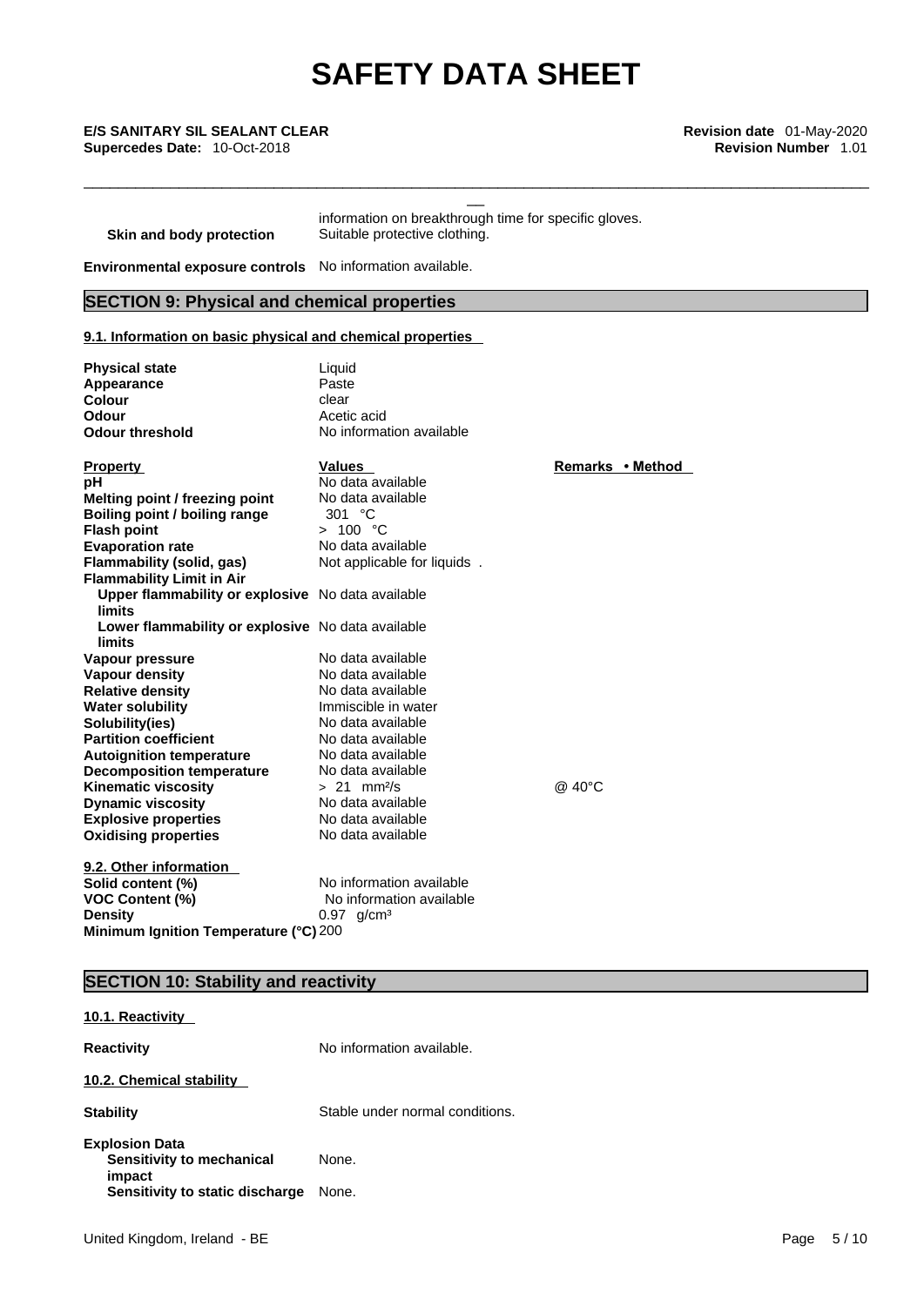information on breakthrough time for specific gloves.

**Skin and body protection** Suitable protective clothing.

**Environmental exposure controls** No information available.

## SECTION 9: Physical and chemical properties

### 9.1. Information on basic physical and chemical properties

| | |
|---|---|
| **Physical state** | Liquid |
| **Appearance** | Paste |
| **Colour** | clear |
| **Odour** | Acetic acid |
| **Odour threshold** | No information available |

| **Property** | **Values** | **Remarks • Method** |
|---|---|---|
| **pH** | No data available | |
| **Melting point / freezing point** | No data available | |
| **Boiling point / boiling range** | 301 °C | |
| **Flash point** | > 100 °C | |
| **Evaporation rate** | No data available | |
| **Flammability (solid, gas)** | Not applicable for liquids . | |
| **Flammability Limit in Air** | | |
| **Upper flammability or explosive limits** | No data available | |
| **Lower flammability or explosive limits** | No data available | |
| **Vapour pressure** | No data available | |
| **Vapour density** | No data available | |
| **Relative density** | No data available | |
| **Water solubility** | Immiscible in water | |
| **Solubility(ies)** | No data available | |
| **Partition coefficient** | No data available | |
| **Autoignition temperature** | No data available | |
| **Decomposition temperature** | No data available | |
| **Kinematic viscosity** | > 21 mm²/s | @ 40°C |
| **Dynamic viscosity** | No data available | |
| **Explosive properties** | No data available | |
| **Oxidising properties** | No data available | |

### 9.2. Other information

| | |
|---|---|
| **Solid content (%)** | No information available |
| **VOC Content (%)** | No information available |
| **Density** | 0.97 g/cm³ |
| **Minimum Ignition Temperature (°C)** | 200 |

## SECTION 10: Stability and reactivity

### 10.1. Reactivity

**Reactivity** No information available.

### 10.2. Chemical stability

**Stability** Stable under normal conditions.

**Explosion Data**

**Sensitivity to mechanical impact** None.

**Sensitivity to static discharge** None.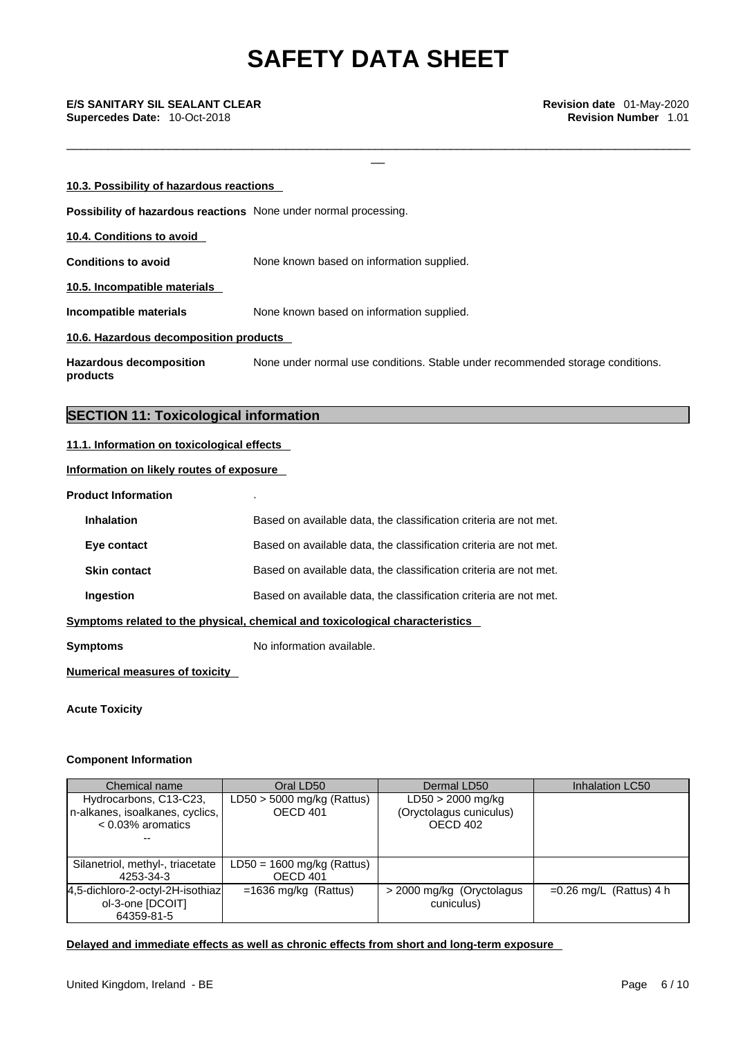#### 10.3. Possibility of hazardous reactions

**Possibility of hazardous reactions** None under normal processing.

#### 10.4. Conditions to avoid

**Conditions to avoid** None known based on information supplied.

#### 10.5. Incompatible materials

**Incompatible materials** None known based on information supplied.

#### 10.6. Hazardous decomposition products

**Hazardous decomposition products** None under normal use conditions. Stable under recommended storage conditions.

## SECTION 11: Toxicological information

#### 11.1. Information on toxicological effects

#### Information on likely routes of exposure

**Product Information** .

**Inhalation** Based on available data, the classification criteria are not met.

**Eye contact** Based on available data, the classification criteria are not met.

**Skin contact** Based on available data, the classification criteria are not met.

**Ingestion** Based on available data, the classification criteria are not met.

#### Symptoms related to the physical, chemical and toxicological characteristics

**Symptoms** No information available.

#### Numerical measures of toxicity

**Acute Toxicity**

**Component Information**

| Chemical name | Oral LD50 | Dermal LD50 | Inhalation LC50 |
|---|---|---|---|
| Hydrocarbons, C13-C23, n-alkanes, isoalkanes, cyclics, < 0.03% aromatics -- | LD50 > 5000 mg/kg (Rattus) OECD 401 | LD50 > 2000 mg/kg (Oryctolagus cuniculus) OECD 402 | |
| Silanetriol, methyl-, triacetate 4253-34-3 | LD50 = 1600 mg/kg (Rattus) OECD 401 | | |
| 4,5-dichloro-2-octyl-2H-isothiazol-3-one [DCOIT] 64359-81-5 | =1636 mg/kg (Rattus) | > 2000 mg/kg (Oryctolagus cuniculus) | =0.26 mg/L (Rattus) 4 h |

#### Delayed and immediate effects as well as chronic effects from short and long-term exposure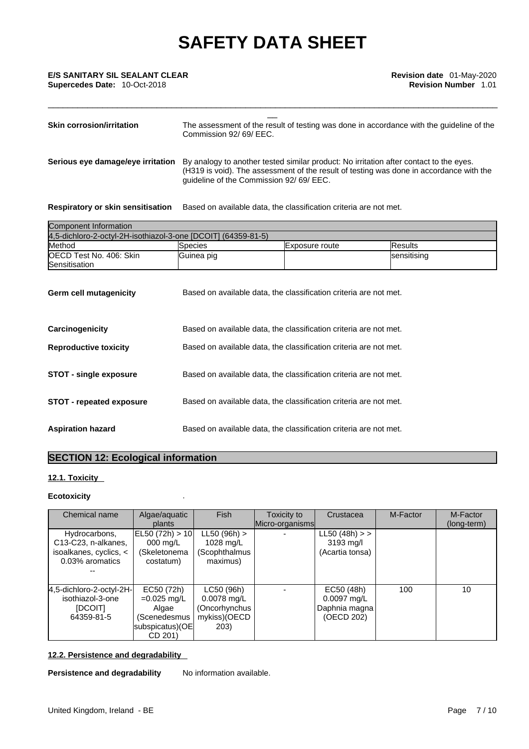**Skin corrosion/irritation** The assessment of the result of testing was done in accordance with the guideline of the Commission 92/ 69/ EEC.

**Serious eye damage/eye irritation** By analogy to another tested similar product: No irritation after contact to the eyes. (H319 is void). The assessment of the result of testing was done in accordance with the guideline of the Commission 92/ 69/ EEC.

**Respiratory or skin sensitisation** Based on available data, the classification criteria are not met.

| Component Information | | | |
|---|---|---|---|
| 4,5-dichloro-2-octyl-2H-isothiazol-3-one [DCOIT] (64359-81-5) | | | |
| Method | Species | Exposure route | Results |
| OECD Test No. 406: Skin Sensitisation | Guinea pig | | sensitising |

**Germ cell mutagenicity** Based on available data, the classification criteria are not met.

**Carcinogenicity** Based on available data, the classification criteria are not met.

**Reproductive toxicity** Based on available data, the classification criteria are not met.

**STOT - single exposure** Based on available data, the classification criteria are not met.

**STOT - repeated exposure** Based on available data, the classification criteria are not met.

**Aspiration hazard** Based on available data, the classification criteria are not met.

## SECTION 12: Ecological information

### 12.1. Toxicity

**Ecotoxicity** .

| Chemical name | Algae/aquatic plants | Fish | Toxicity to Micro-organisms | Crustacea | M-Factor | M-Factor (long-term) |
|---|---|---|---|---|---|---|
| Hydrocarbons, C13-C23, n-alkanes, isoalkanes, cyclics, < 0.03% aromatics -- | EL50 (72h) > 10 000 mg/L (Skeletonema costatum) | LL50 (96h) > 1028 mg/L (Scophthalmus maximus) | - | LL50 (48h) > > 3193 mg/l (Acartia tonsa) | | |
| 4,5-dichloro-2-octyl-2H-isothiazol-3-one [DCOIT] 64359-81-5 | EC50 (72h) =0.025 mg/L Algae (Scenedesmus subspicatus)(OECD 201) | LC50 (96h) 0.0078 mg/L (Oncorhynchus mykiss)(OECD 203) | - | EC50 (48h) 0.0097 mg/L Daphnia magna (OECD 202) | 100 | 10 |

### 12.2. Persistence and degradability

**Persistence and degradability** No information available.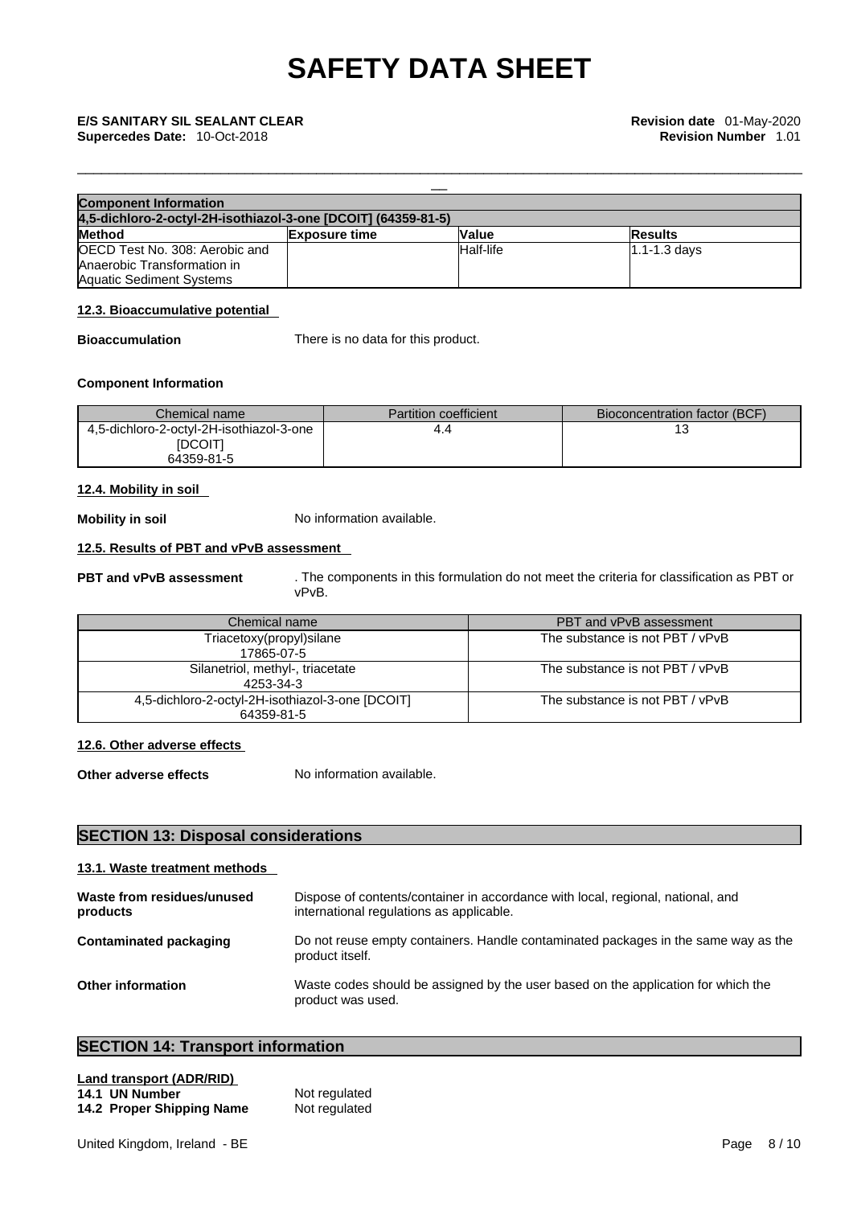| Component Information | | | |
|---|---|---|---|
| 4,5-dichloro-2-octyl-2H-isothiazol-3-one [DCOIT] (64359-81-5) | | | |
| **Method** | **Exposure time** | **Value** | **Results** |
| OECD Test No. 308: Aerobic and Anaerobic Transformation in Aquatic Sediment Systems | | Half-life | 1.1-1.3 days |

### 12.3. Bioaccumulative potential

**Bioaccumulation** There is no data for this product.

**Component Information**

| Chemical name | Partition coefficient | Bioconcentration factor (BCF) |
|---|---|---|
| 4,5-dichloro-2-octyl-2H-isothiazol-3-one [DCOIT] 64359-81-5 | 4.4 | 13 |

### 12.4. Mobility in soil

**Mobility in soil** No information available.

### 12.5. Results of PBT and vPvB assessment

**PBT and vPvB assessment** . The components in this formulation do not meet the criteria for classification as PBT or vPvB.

| Chemical name | PBT and vPvB assessment |
|---|---|
| Triacetoxy(propyl)silane 17865-07-5 | The substance is not PBT / vPvB |
| Silanetriol, methyl-, triacetate 4253-34-3 | The substance is not PBT / vPvB |
| 4,5-dichloro-2-octyl-2H-isothiazol-3-one [DCOIT] 64359-81-5 | The substance is not PBT / vPvB |

### 12.6. Other adverse effects

**Other adverse effects** No information available.

## SECTION 13: Disposal considerations

### 13.1. Waste treatment methods

**Waste from residues/unused products** Dispose of contents/container in accordance with local, regional, national, and international regulations as applicable.

**Contaminated packaging** Do not reuse empty containers. Handle contaminated packages in the same way as the product itself.

**Other information** Waste codes should be assigned by the user based on the application for which the product was used.

## SECTION 14: Transport information

**Land transport (ADR/RID)**

**14.1 UN Number** Not regulated
**14.2 Proper Shipping Name** Not regulated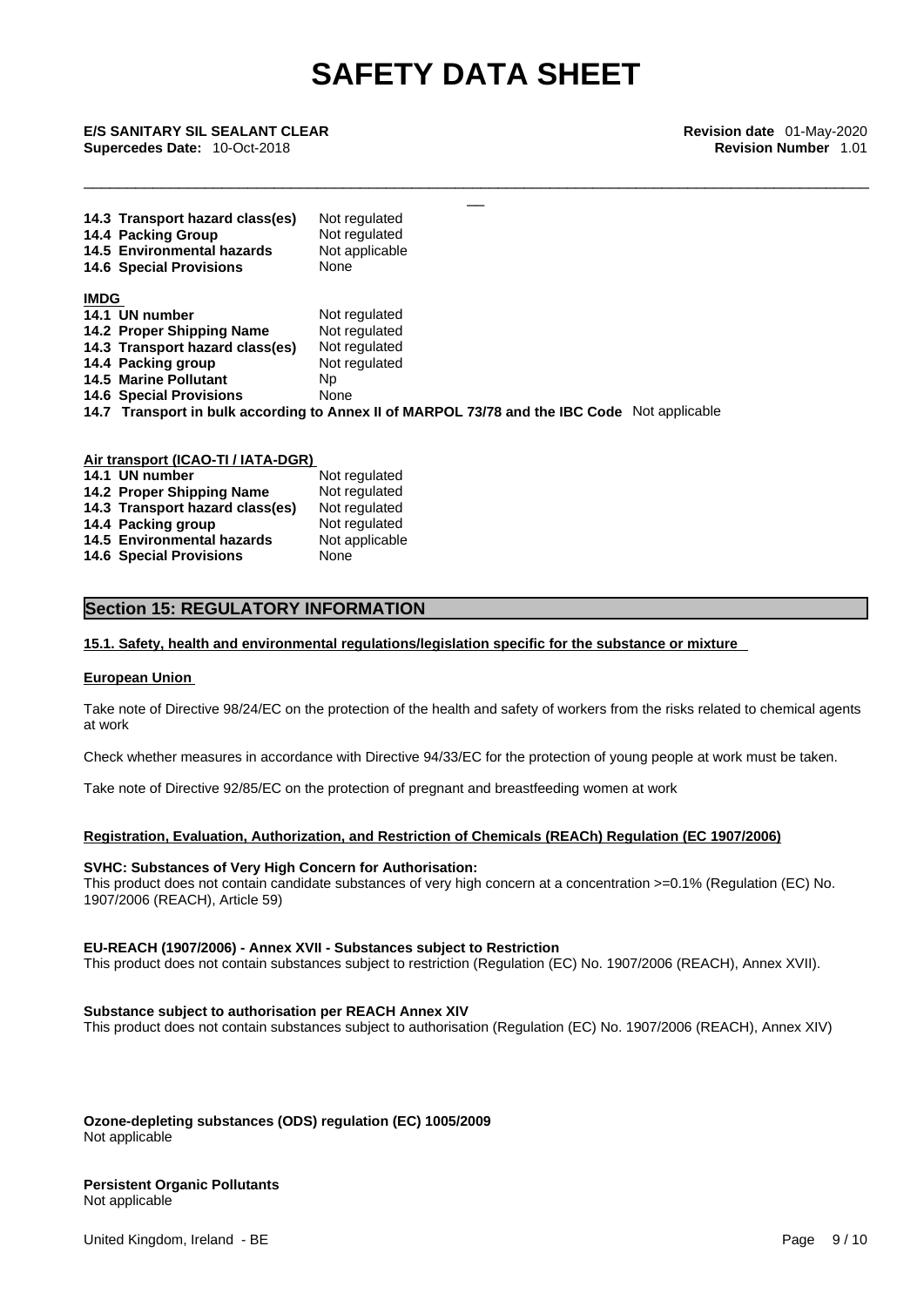| | |
|---|---|
| **14.3 Transport hazard class(es)** | Not regulated |
| **14.4 Packing Group** | Not regulated |
| **14.5 Environmental hazards** | Not applicable |
| **14.6 Special Provisions** | None |

**IMDG**

| | |
|---|---|
| **14.1 UN number** | Not regulated |
| **14.2 Proper Shipping Name** | Not regulated |
| **14.3 Transport hazard class(es)** | Not regulated |
| **14.4 Packing group** | Not regulated |
| **14.5 Marine Pollutant** | Np |
| **14.6 Special Provisions** | None |

**14.7 Transport in bulk according to Annex II of MARPOL 73/78 and the IBC Code** Not applicable

**Air transport (ICAO-TI / IATA-DGR)**

| | |
|---|---|
| **14.1 UN number** | Not regulated |
| **14.2 Proper Shipping Name** | Not regulated |
| **14.3 Transport hazard class(es)** | Not regulated |
| **14.4 Packing group** | Not regulated |
| **14.5 Environmental hazards** | Not applicable |
| **14.6 Special Provisions** | None |

## Section 15: REGULATORY INFORMATION

**15.1. Safety, health and environmental regulations/legislation specific for the substance or mixture**

**European Union**

Take note of Directive 98/24/EC on the protection of the health and safety of workers from the risks related to chemical agents at work

Check whether measures in accordance with Directive 94/33/EC for the protection of young people at work must be taken.

Take note of Directive 92/85/EC on the protection of pregnant and breastfeeding women at work

**Registration, Evaluation, Authorization, and Restriction of Chemicals (REACh) Regulation (EC 1907/2006)**

**SVHC: Substances of Very High Concern for Authorisation:**
This product does not contain candidate substances of very high concern at a concentration >=0.1% (Regulation (EC) No. 1907/2006 (REACH), Article 59)

**EU-REACH (1907/2006) - Annex XVII - Substances subject to Restriction**
This product does not contain substances subject to restriction (Regulation (EC) No. 1907/2006 (REACH), Annex XVII).

**Substance subject to authorisation per REACH Annex XIV**
This product does not contain substances subject to authorisation (Regulation (EC) No. 1907/2006 (REACH), Annex XIV)

**Ozone-depleting substances (ODS) regulation (EC) 1005/2009**
Not applicable

**Persistent Organic Pollutants**
Not applicable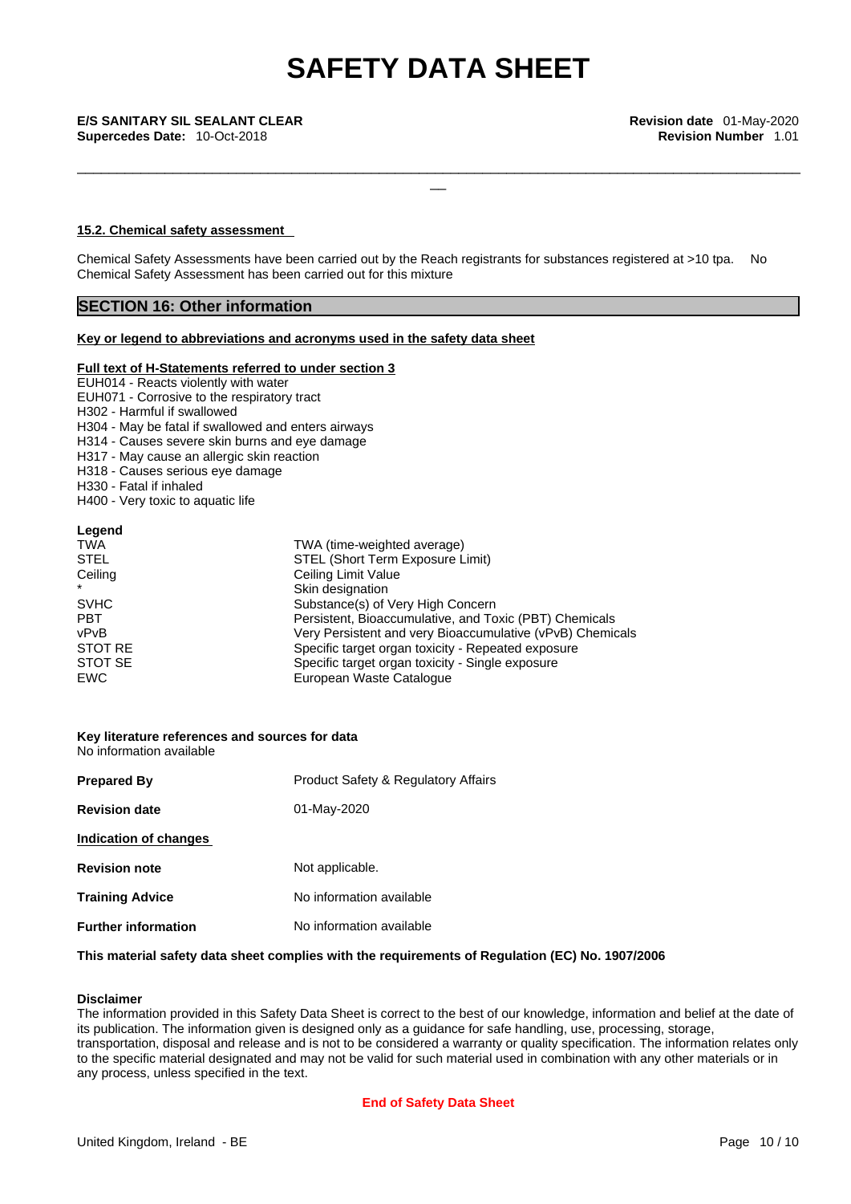#### 15.2. Chemical safety assessment

Chemical Safety Assessments have been carried out by the Reach registrants for substances registered at >10 tpa. No Chemical Safety Assessment has been carried out for this mixture

## SECTION 16: Other information

**Key or legend to abbreviations and acronyms used in the safety data sheet**

**Full text of H-Statements referred to under section 3**

EUH014 - Reacts violently with water
EUH071 - Corrosive to the respiratory tract
H302 - Harmful if swallowed
H304 - May be fatal if swallowed and enters airways
H314 - Causes severe skin burns and eye damage
H317 - May cause an allergic skin reaction
H318 - Causes serious eye damage
H330 - Fatal if inhaled
H400 - Very toxic to aquatic life

**Legend**

| | |
|---|---|
| TWA | TWA (time-weighted average) |
| STEL | STEL (Short Term Exposure Limit) |
| Ceiling | Ceiling Limit Value |
| * | Skin designation |
| SVHC | Substance(s) of Very High Concern |
| PBT | Persistent, Bioaccumulative, and Toxic (PBT) Chemicals |
| vPvB | Very Persistent and very Bioaccumulative (vPvB) Chemicals |
| STOT RE | Specific target organ toxicity - Repeated exposure |
| STOT SE | Specific target organ toxicity - Single exposure |
| EWC | European Waste Catalogue |

**Key literature references and sources for data**
No information available

| | |
|---|---|
| **Prepared By** | Product Safety & Regulatory Affairs |
| **Revision date** | 01-May-2020 |

**Indication of changes**

| | |
|---|---|
| **Revision note** | Not applicable. |
| **Training Advice** | No information available |
| **Further information** | No information available |

**This material safety data sheet complies with the requirements of Regulation (EC) No. 1907/2006**

**Disclaimer**
The information provided in this Safety Data Sheet is correct to the best of our knowledge, information and belief at the date of its publication. The information given is designed only as a guidance for safe handling, use, processing, storage, transportation, disposal and release and is not to be considered a warranty or quality specification. The information relates only to the specific material designated and may not be valid for such material used in combination with any other materials or in any process, unless specified in the text.

**End of Safety Data Sheet**